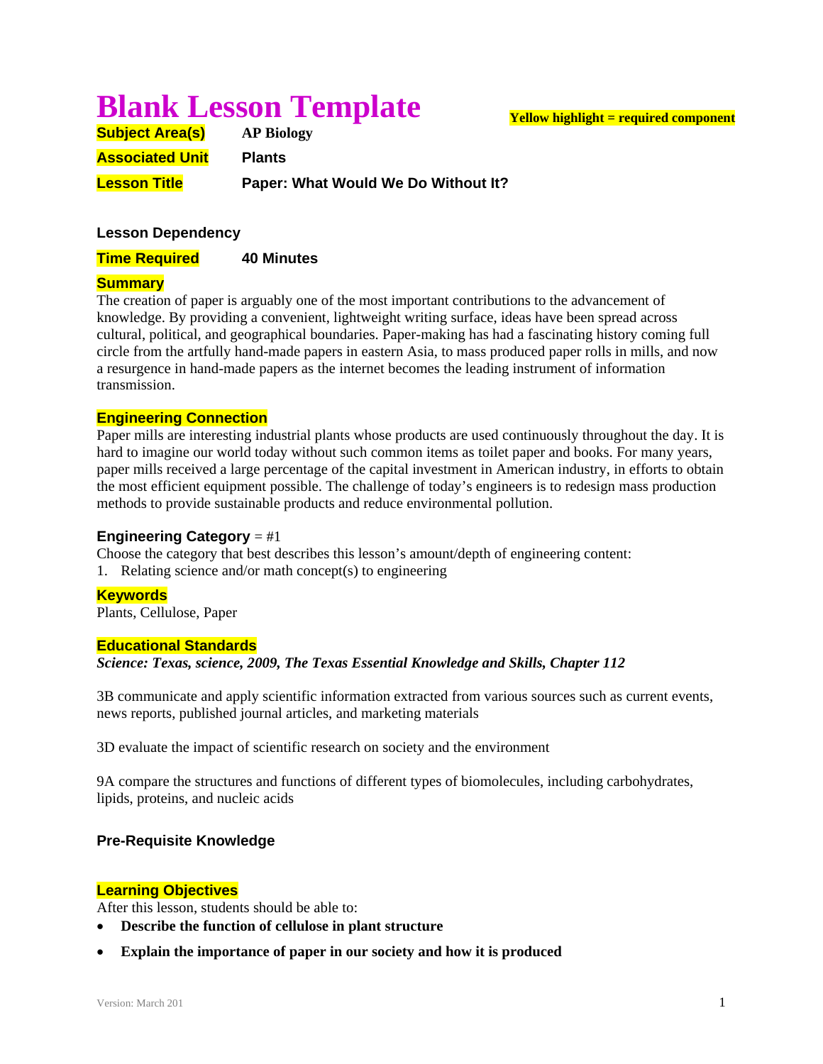# Blank Lesson Template

**Yellow highlight = required component**

**Subject Area(s)** **AP Biology**

**Associated Unit** **Plants**

**Lesson Title** **Paper: What Would We Do Without It?**

**Lesson Dependency**

**Time Required** **40 Minutes**

**Summary**

The creation of paper is arguably one of the most important contributions to the advancement of knowledge. By providing a convenient, lightweight writing surface, ideas have been spread across cultural, political, and geographical boundaries. Paper-making has had a fascinating history coming full circle from the artfully hand-made papers in eastern Asia, to mass produced paper rolls in mills, and now a resurgence in hand-made papers as the internet becomes the leading instrument of information transmission.

**Engineering Connection**

Paper mills are interesting industrial plants whose products are used continuously throughout the day. It is hard to imagine our world today without such common items as toilet paper and books. For many years, paper mills received a large percentage of the capital investment in American industry, in efforts to obtain the most efficient equipment possible. The challenge of today's engineers is to redesign mass production methods to provide sustainable products and reduce environmental pollution.

**Engineering Category** = #1

Choose the category that best describes this lesson's amount/depth of engineering content:

1. Relating science and/or math concept(s) to engineering

**Keywords**

Plants, Cellulose, Paper

**Educational Standards**

***Science: Texas, science, 2009, The Texas Essential Knowledge and Skills, Chapter 112***

3B communicate and apply scientific information extracted from various sources such as current events, news reports, published journal articles, and marketing materials

3D evaluate the impact of scientific research on society and the environment

9A compare the structures and functions of different types of biomolecules, including carbohydrates, lipids, proteins, and nucleic acids

**Pre-Requisite Knowledge**

**Learning Objectives**

After this lesson, students should be able to:

- **Describe the function of cellulose in plant structure**
- **Explain the importance of paper in our society and how it is produced**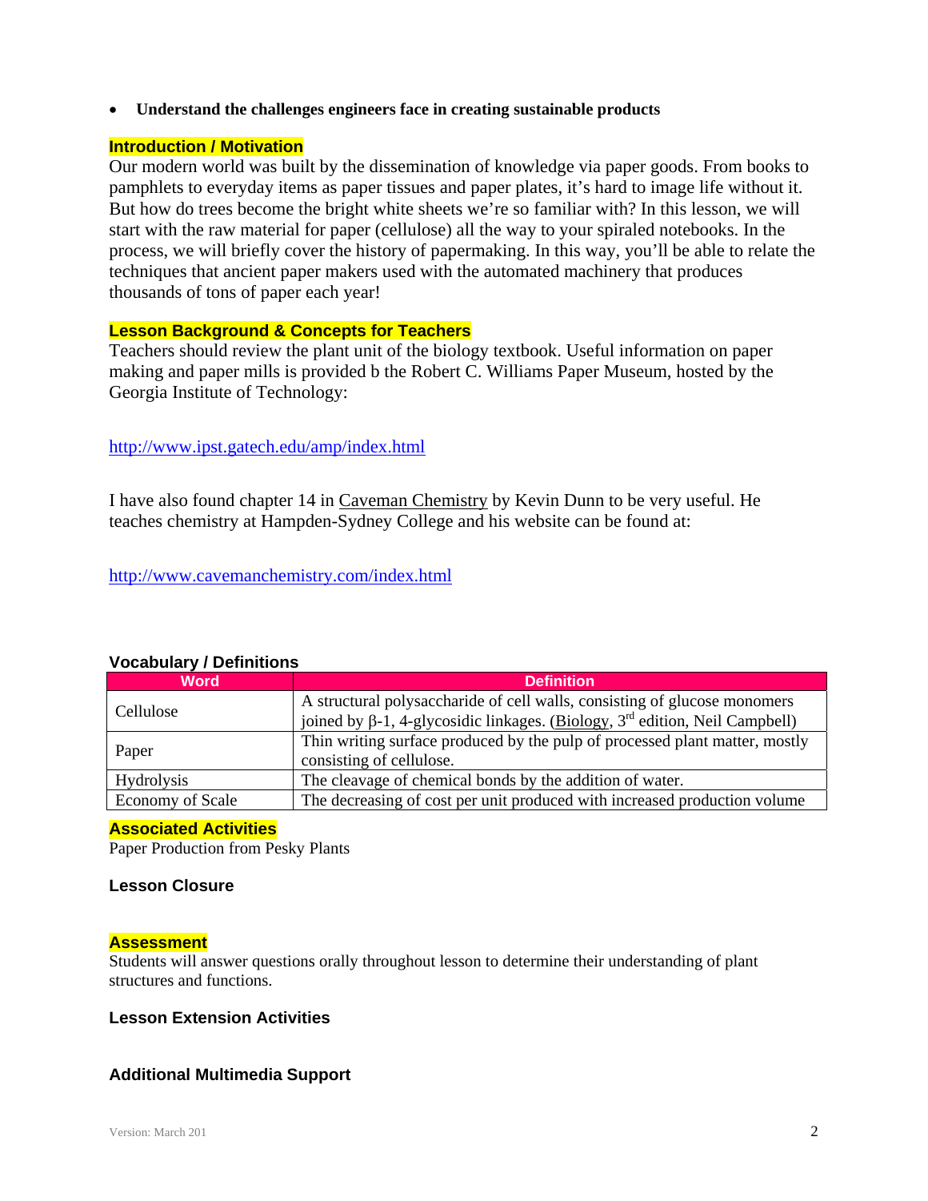- **Understand the challenges engineers face in creating sustainable products**

## Introduction / Motivation

Our modern world was built by the dissemination of knowledge via paper goods. From books to pamphlets to everyday items as paper tissues and paper plates, it's hard to image life without it. But how do trees become the bright white sheets we're so familiar with? In this lesson, we will start with the raw material for paper (cellulose) all the way to your spiraled notebooks. In the process, we will briefly cover the history of papermaking. In this way, you'll be able to relate the techniques that ancient paper makers used with the automated machinery that produces thousands of tons of paper each year!

## Lesson Background & Concepts for Teachers

Teachers should review the plant unit of the biology textbook. Useful information on paper making and paper mills is provided b the Robert C. Williams Paper Museum, hosted by the Georgia Institute of Technology:

http://www.ipst.gatech.edu/amp/index.html

I have also found chapter 14 in Caveman Chemistry by Kevin Dunn to be very useful. He teaches chemistry at Hampden-Sydney College and his website can be found at:

http://www.cavemanchemistry.com/index.html

## Vocabulary / Definitions

| Word | Definition |
|---|---|
| Cellulose | A structural polysaccharide of cell walls, consisting of glucose monomers joined by β-1, 4-glycosidic linkages. (Biology, 3rd edition, Neil Campbell) |
| Paper | Thin writing surface produced by the pulp of processed plant matter, mostly consisting of cellulose. |
| Hydrolysis | The cleavage of chemical bonds by the addition of water. |
| Economy of Scale | The decreasing of cost per unit produced with increased production volume |

## Associated Activities

Paper Production from Pesky Plants

## Lesson Closure

## Assessment

Students will answer questions orally throughout lesson to determine their understanding of plant structures and functions.

## Lesson Extension Activities

## Additional Multimedia Support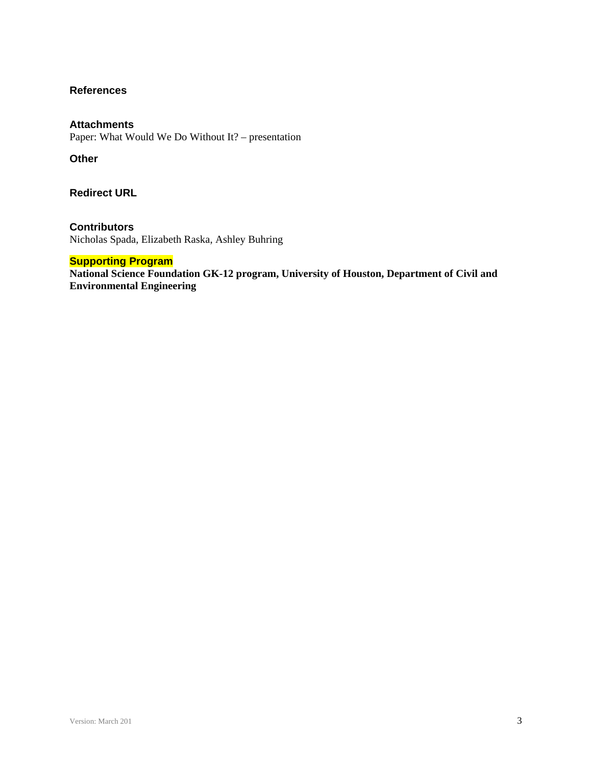### References

### Attachments

Paper: What Would We Do Without It? – presentation

### Other

### Redirect URL

### Contributors

Nicholas Spada, Elizabeth Raska, Ashley Buhring

### Supporting Program

**National Science Foundation GK-12 program, University of Houston, Department of Civil and Environmental Engineering**